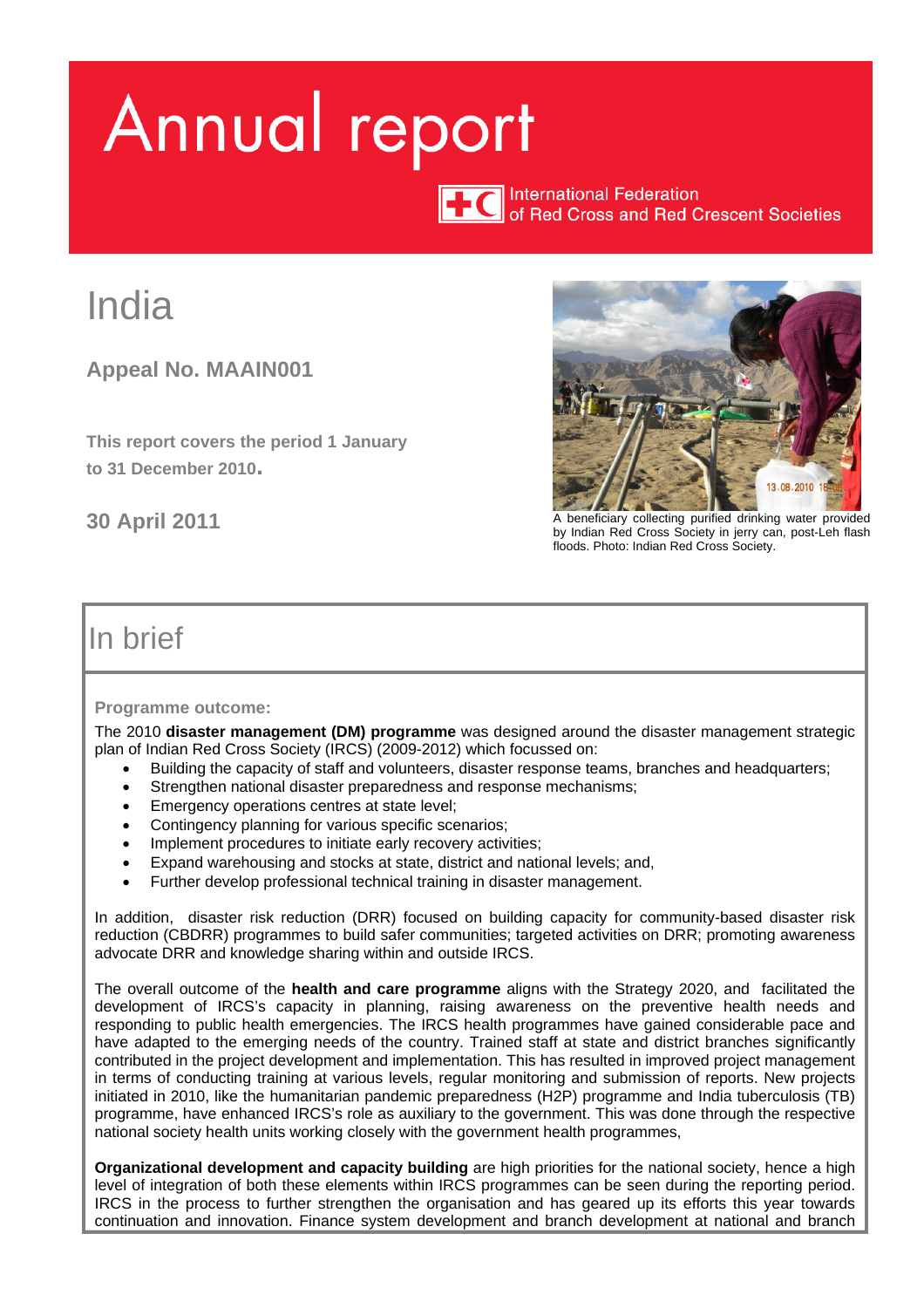# Annual report

International Federation of Red Cross and Red Crescent Societies

# India

**Appeal No. MAAIN001**

**This report covers the period 1 January to 31 December 2010.**

**30 April 2011**

A beneficiary collecting purified drinking water provided by Indian Red Cross Society in jerry can, post-Leh flash floods. Photo: Indian Red Cross Society.

## In brief

**Programme outcome:**

The 2010 **disaster management (DM) programme** was designed around the disaster management strategic plan of Indian Red Cross Society (IRCS) (2009-2012) which focussed on:

- Building the capacity of staff and volunteers, disaster response teams, branches and headquarters;
- Strengthen national disaster preparedness and response mechanisms;
- Emergency operations centres at state level;
- Contingency planning for various specific scenarios;
- Implement procedures to initiate early recovery activities;
- Expand warehousing and stocks at state, district and national levels; and,
- Further develop professional technical training in disaster management.

In addition, disaster risk reduction (DRR) focused on building capacity for community-based disaster risk reduction (CBDRR) programmes to build safer communities; targeted activities on DRR; promoting awareness advocate DRR and knowledge sharing within and outside IRCS.

The overall outcome of the **health and care programme** aligns with the Strategy 2020, and facilitated the development of IRCS's capacity in planning, raising awareness on the preventive health needs and responding to public health emergencies. The IRCS health programmes have gained considerable pace and have adapted to the emerging needs of the country. Trained staff at state and district branches significantly contributed in the project development and implementation. This has resulted in improved project management in terms of conducting training at various levels, regular monitoring and submission of reports. New projects initiated in 2010, like the humanitarian pandemic preparedness (H2P) programme and India tuberculosis (TB) programme, have enhanced IRCS's role as auxiliary to the government. This was done through the respective national society health units working closely with the government health programmes,

**Organizational development and capacity building** are high priorities for the national society, hence a high level of integration of both these elements within IRCS programmes can be seen during the reporting period. IRCS in the process to further strengthen the organisation and has geared up its efforts this year towards continuation and innovation. Finance system development and branch development at national and branch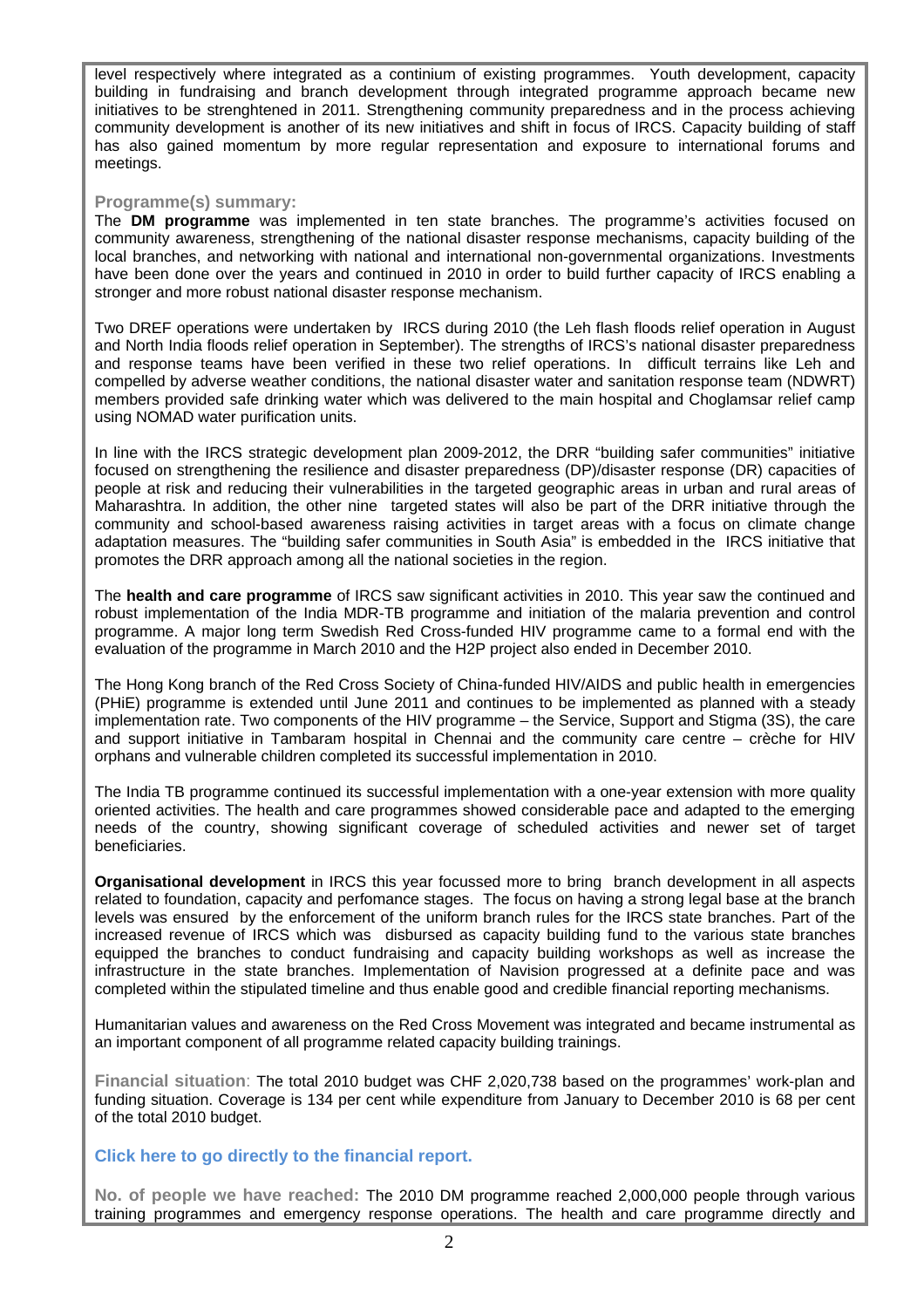level respectively where integrated as a continium of existing programmes. Youth development, capacity building in fundraising and branch development through integrated programme approach became new initiatives to be strenghtened in 2011. Strengthening community preparedness and in the process achieving community development is another of its new initiatives and shift in focus of IRCS. Capacity building of staff has also gained momentum by more regular representation and exposure to international forums and meetings.

**Programme(s) summary:**

The **DM programme** was implemented in ten state branches. The programme's activities focused on community awareness, strengthening of the national disaster response mechanisms, capacity building of the local branches, and networking with national and international non-governmental organizations. Investments have been done over the years and continued in 2010 in order to build further capacity of IRCS enabling a stronger and more robust national disaster response mechanism.

Two DREF operations were undertaken by IRCS during 2010 (the Leh flash floods relief operation in August and North India floods relief operation in September). The strengths of IRCS's national disaster preparedness and response teams have been verified in these two relief operations. In difficult terrains like Leh and compelled by adverse weather conditions, the national disaster water and sanitation response team (NDWRT) members provided safe drinking water which was delivered to the main hospital and Choglamsar relief camp using NOMAD water purification units.

In line with the IRCS strategic development plan 2009-2012, the DRR "building safer communities" initiative focused on strengthening the resilience and disaster preparedness (DP)/disaster response (DR) capacities of people at risk and reducing their vulnerabilities in the targeted geographic areas in urban and rural areas of Maharashtra. In addition, the other nine targeted states will also be part of the DRR initiative through the community and school-based awareness raising activities in target areas with a focus on climate change adaptation measures. The "building safer communities in South Asia" is embedded in the IRCS initiative that promotes the DRR approach among all the national societies in the region.

The **health and care programme** of IRCS saw significant activities in 2010. This year saw the continued and robust implementation of the India MDR-TB programme and initiation of the malaria prevention and control programme. A major long term Swedish Red Cross-funded HIV programme came to a formal end with the evaluation of the programme in March 2010 and the H2P project also ended in December 2010.

The Hong Kong branch of the Red Cross Society of China-funded HIV/AIDS and public health in emergencies (PHiE) programme is extended until June 2011 and continues to be implemented as planned with a steady implementation rate. Two components of the HIV programme – the Service, Support and Stigma (3S), the care and support initiative in Tambaram hospital in Chennai and the community care centre – crèche for HIV orphans and vulnerable children completed its successful implementation in 2010.

The India TB programme continued its successful implementation with a one-year extension with more quality oriented activities. The health and care programmes showed considerable pace and adapted to the emerging needs of the country, showing significant coverage of scheduled activities and newer set of target beneficiaries.

**Organisational development** in IRCS this year focussed more to bring branch development in all aspects related to foundation, capacity and perfomance stages. The focus on having a strong legal base at the branch levels was ensured by the enforcement of the uniform branch rules for the IRCS state branches. Part of the increased revenue of IRCS which was disbursed as capacity building fund to the various state branches equipped the branches to conduct fundraising and capacity building workshops as well as increase the infrastructure in the state branches. Implementation of Navision progressed at a definite pace and was completed within the stipulated timeline and thus enable good and credible financial reporting mechanisms.

Humanitarian values and awareness on the Red Cross Movement was integrated and became instrumental as an important component of all programme related capacity building trainings.

**Financial situation**: The total 2010 budget was CHF 2,020,738 based on the programmes' work-plan and funding situation. Coverage is 134 per cent while expenditure from January to December 2010 is 68 per cent of the total 2010 budget.

**Click here to go directly to the financial report.**

**No. of people we have reached:** The 2010 DM programme reached 2,000,000 people through various training programmes and emergency response operations. The health and care programme directly and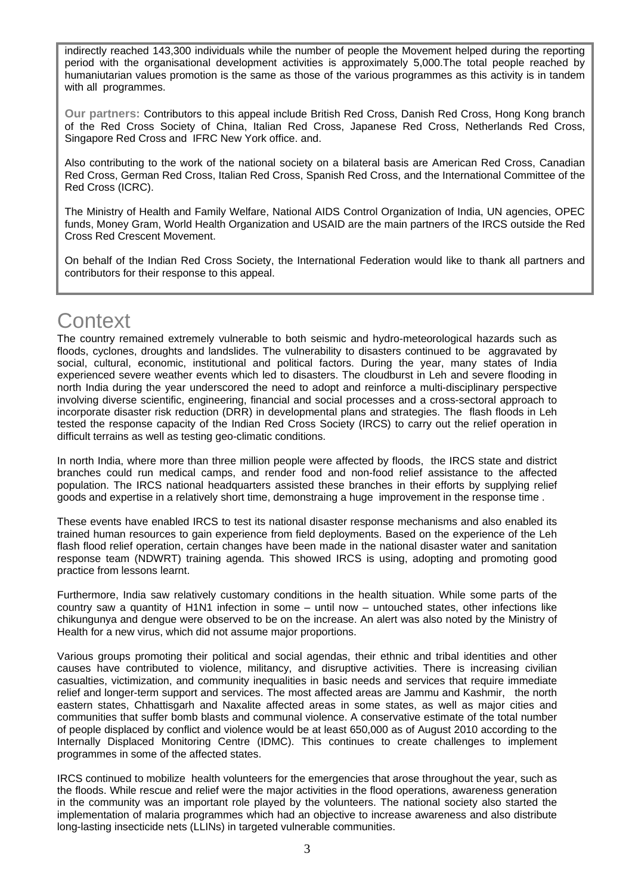indirectly reached 143,300 individuals while the number of people the Movement helped during the reporting period with the organisational development activities is approximately 5,000.The total people reached by humaniutarian values promotion is the same as those of the various programmes as this activity is in tandem with all programmes.

**Our partners:** Contributors to this appeal include British Red Cross, Danish Red Cross, Hong Kong branch of the Red Cross Society of China, Italian Red Cross, Japanese Red Cross, Netherlands Red Cross, Singapore Red Cross and IFRC New York office. and.

Also contributing to the work of the national society on a bilateral basis are American Red Cross, Canadian Red Cross, German Red Cross, Italian Red Cross, Spanish Red Cross, and the International Committee of the Red Cross (ICRC).

The Ministry of Health and Family Welfare, National AIDS Control Organization of India, UN agencies, OPEC funds, Money Gram, World Health Organization and USAID are the main partners of the IRCS outside the Red Cross Red Crescent Movement.

On behalf of the Indian Red Cross Society, the International Federation would like to thank all partners and contributors for their response to this appeal.

# Context

The country remained extremely vulnerable to both seismic and hydro-meteorological hazards such as floods, cyclones, droughts and landslides. The vulnerability to disasters continued to be aggravated by social, cultural, economic, institutional and political factors. During the year, many states of India experienced severe weather events which led to disasters. The cloudburst in Leh and severe flooding in north India during the year underscored the need to adopt and reinforce a multi-disciplinary perspective involving diverse scientific, engineering, financial and social processes and a cross-sectoral approach to incorporate disaster risk reduction (DRR) in developmental plans and strategies. The flash floods in Leh tested the response capacity of the Indian Red Cross Society (IRCS) to carry out the relief operation in difficult terrains as well as testing geo-climatic conditions.

In north India, where more than three million people were affected by floods, the IRCS state and district branches could run medical camps, and render food and non-food relief assistance to the affected population. The IRCS national headquarters assisted these branches in their efforts by supplying relief goods and expertise in a relatively short time, demonstraing a huge improvement in the response time .

These events have enabled IRCS to test its national disaster response mechanisms and also enabled its trained human resources to gain experience from field deployments. Based on the experience of the Leh flash flood relief operation, certain changes have been made in the national disaster water and sanitation response team (NDWRT) training agenda. This showed IRCS is using, adopting and promoting good practice from lessons learnt.

Furthermore, India saw relatively customary conditions in the health situation. While some parts of the country saw a quantity of H1N1 infection in some – until now – untouched states, other infections like chikungunya and dengue were observed to be on the increase. An alert was also noted by the Ministry of Health for a new virus, which did not assume major proportions.

Various groups promoting their political and social agendas, their ethnic and tribal identities and other causes have contributed to violence, militancy, and disruptive activities. There is increasing civilian casualties, victimization, and community inequalities in basic needs and services that require immediate relief and longer-term support and services. The most affected areas are Jammu and Kashmir, the north eastern states, Chhattisgarh and Naxalite affected areas in some states, as well as major cities and communities that suffer bomb blasts and communal violence. A conservative estimate of the total number of people displaced by conflict and violence would be at least 650,000 as of August 2010 according to the Internally Displaced Monitoring Centre (IDMC). This continues to create challenges to implement programmes in some of the affected states.

IRCS continued to mobilize health volunteers for the emergencies that arose throughout the year, such as the floods. While rescue and relief were the major activities in the flood operations, awareness generation in the community was an important role played by the volunteers. The national society also started the implementation of malaria programmes which had an objective to increase awareness and also distribute long-lasting insecticide nets (LLINs) in targeted vulnerable communities.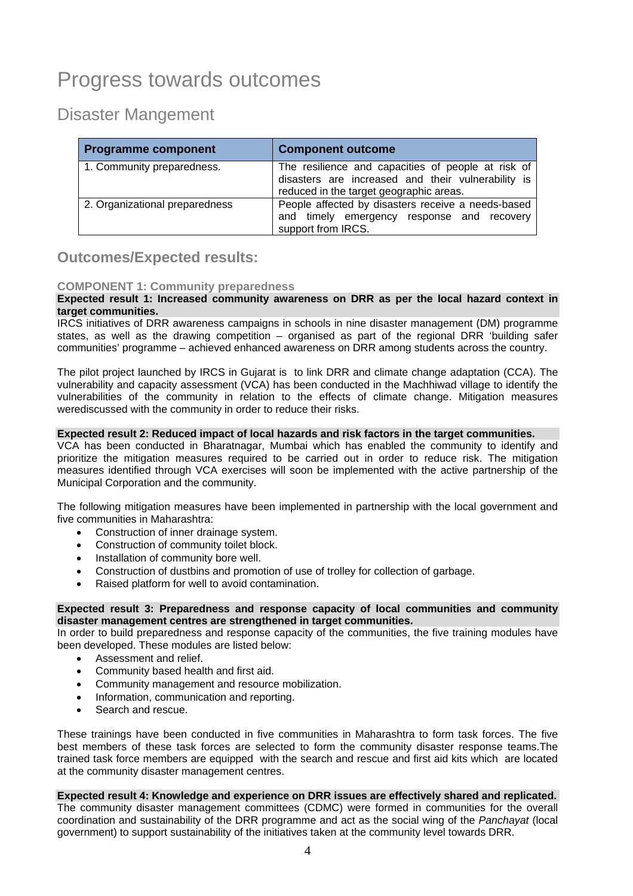# Progress towards outcomes

## Disaster Mangement

| Programme component | Component outcome |
| --- | --- |
| 1. Community preparedness. | The resilience and capacities of people at risk of disasters are increased and their vulnerability is reduced in the target geographic areas. |
| 2. Organizational preparedness | People affected by disasters receive a needs-based and timely emergency response and recovery support from IRCS. |

### Outcomes/Expected results:

#### COMPONENT 1: Community preparedness

**Expected result 1: Increased community awareness on DRR as per the local hazard context in target communities.**

IRCS initiatives of DRR awareness campaigns in schools in nine disaster management (DM) programme states, as well as the drawing competition – organised as part of the regional DRR 'building safer communities' programme – achieved enhanced awareness on DRR among students across the country.

The pilot project launched by IRCS in Gujarat is to link DRR and climate change adaptation (CCA). The vulnerability and capacity assessment (VCA) has been conducted in the Machhiwad village to identify the vulnerabilities of the community in relation to the effects of climate change. Mitigation measures werediscussed with the community in order to reduce their risks.

**Expected result 2: Reduced impact of local hazards and risk factors in the target communities.**

VCA has been conducted in Bharatnagar, Mumbai which has enabled the community to identify and prioritize the mitigation measures required to be carried out in order to reduce risk. The mitigation measures identified through VCA exercises will soon be implemented with the active partnership of the Municipal Corporation and the community.

The following mitigation measures have been implemented in partnership with the local government and five communities in Maharashtra:

- Construction of inner drainage system.
- Construction of community toilet block.
- Installation of community bore well.
- Construction of dustbins and promotion of use of trolley for collection of garbage.
- Raised platform for well to avoid contamination.

**Expected result 3: Preparedness and response capacity of local communities and community disaster management centres are strengthened in target communities.**

In order to build preparedness and response capacity of the communities, the five training modules have been developed. These modules are listed below:

- Assessment and relief.
- Community based health and first aid.
- Community management and resource mobilization.
- Information, communication and reporting.
- Search and rescue.

These trainings have been conducted in five communities in Maharashtra to form task forces. The five best members of these task forces are selected to form the community disaster response teams.The trained task force members are equipped with the search and rescue and first aid kits which are located at the community disaster management centres.

**Expected result 4: Knowledge and experience on DRR issues are effectively shared and replicated.**

The community disaster management committees (CDMC) were formed in communities for the overall coordination and sustainability of the DRR programme and act as the social wing of the *Panchayat* (local government) to support sustainability of the initiatives taken at the community level towards DRR.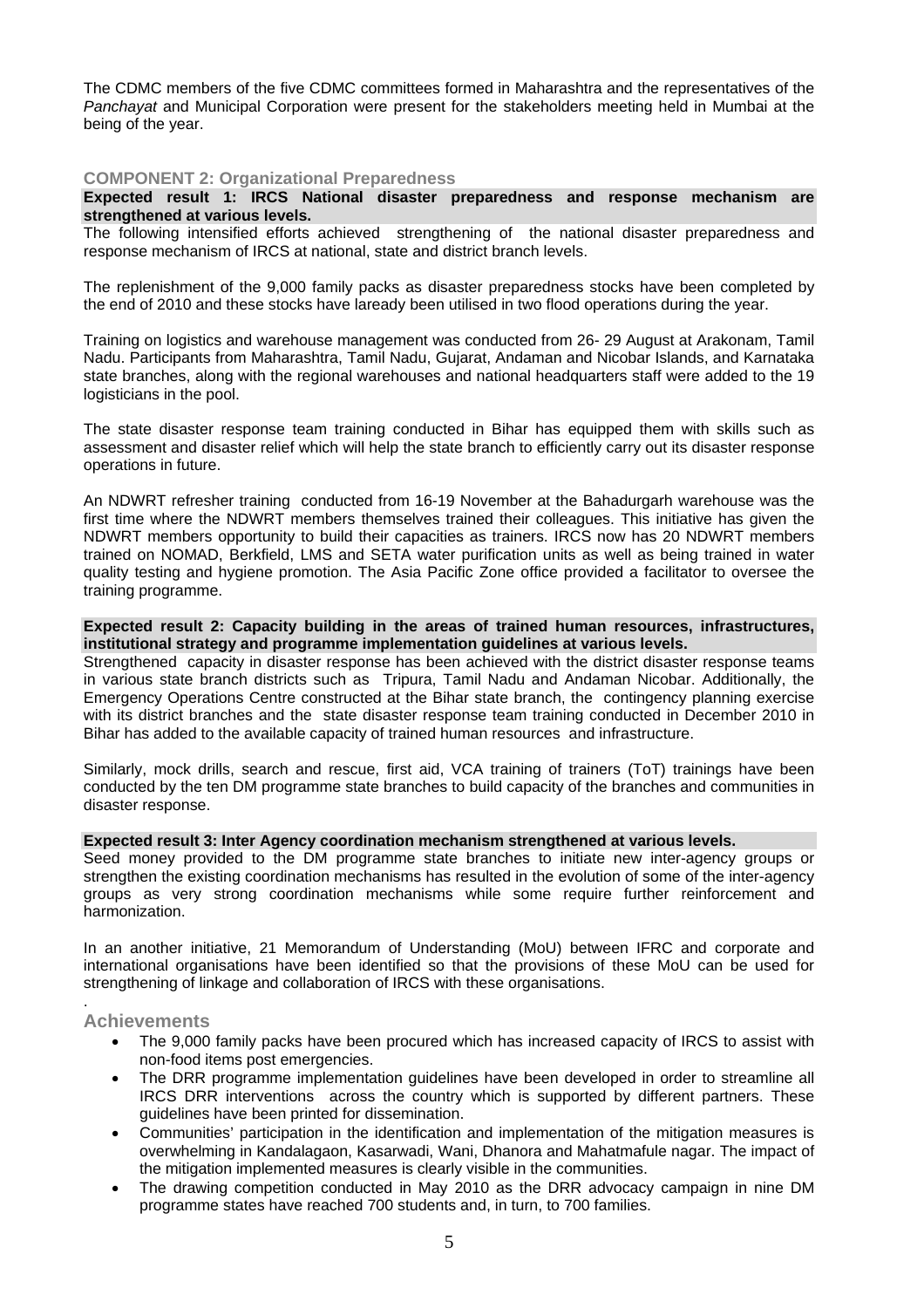The CDMC members of the five CDMC committees formed in Maharashtra and the representatives of the *Panchayat* and Municipal Corporation were present for the stakeholders meeting held in Mumbai at the being of the year.

### COMPONENT 2: Organizational Preparedness

**Expected result 1: IRCS National disaster preparedness and response mechanism are strengthened at various levels.**

The following intensified efforts achieved strengthening of the national disaster preparedness and response mechanism of IRCS at national, state and district branch levels.

The replenishment of the 9,000 family packs as disaster preparedness stocks have been completed by the end of 2010 and these stocks have laready been utilised in two flood operations during the year.

Training on logistics and warehouse management was conducted from 26- 29 August at Arakonam, Tamil Nadu. Participants from Maharashtra, Tamil Nadu, Gujarat, Andaman and Nicobar Islands, and Karnataka state branches, along with the regional warehouses and national headquarters staff were added to the 19 logisticians in the pool.

The state disaster response team training conducted in Bihar has equipped them with skills such as assessment and disaster relief which will help the state branch to efficiently carry out its disaster response operations in future.

An NDWRT refresher training conducted from 16-19 November at the Bahadurgarh warehouse was the first time where the NDWRT members themselves trained their colleagues. This initiative has given the NDWRT members opportunity to build their capacities as trainers. IRCS now has 20 NDWRT members trained on NOMAD, Berkfield, LMS and SETA water purification units as well as being trained in water quality testing and hygiene promotion. The Asia Pacific Zone office provided a facilitator to oversee the training programme.

**Expected result 2: Capacity building in the areas of trained human resources, infrastructures, institutional strategy and programme implementation guidelines at various levels.**

Strengthened capacity in disaster response has been achieved with the district disaster response teams in various state branch districts such as Tripura, Tamil Nadu and Andaman Nicobar. Additionally, the Emergency Operations Centre constructed at the Bihar state branch, the contingency planning exercise with its district branches and the state disaster response team training conducted in December 2010 in Bihar has added to the available capacity of trained human resources and infrastructure.

Similarly, mock drills, search and rescue, first aid, VCA training of trainers (ToT) trainings have been conducted by the ten DM programme state branches to build capacity of the branches and communities in disaster response.

**Expected result 3: Inter Agency coordination mechanism strengthened at various levels.**

Seed money provided to the DM programme state branches to initiate new inter-agency groups or strengthen the existing coordination mechanisms has resulted in the evolution of some of the inter-agency groups as very strong coordination mechanisms while some require further reinforcement and harmonization.

In an another initiative, 21 Memorandum of Understanding (MoU) between IFRC and corporate and international organisations have been identified so that the provisions of these MoU can be used for strengthening of linkage and collaboration of IRCS with these organisations.

### Achievements

- The 9,000 family packs have been procured which has increased capacity of IRCS to assist with non-food items post emergencies.
- The DRR programme implementation guidelines have been developed in order to streamline all IRCS DRR interventions across the country which is supported by different partners. These guidelines have been printed for dissemination.
- Communities' participation in the identification and implementation of the mitigation measures is overwhelming in Kandalagaon, Kasarwadi, Wani, Dhanora and Mahatmafule nagar. The impact of the mitigation implemented measures is clearly visible in the communities.
- The drawing competition conducted in May 2010 as the DRR advocacy campaign in nine DM programme states have reached 700 students and, in turn, to 700 families.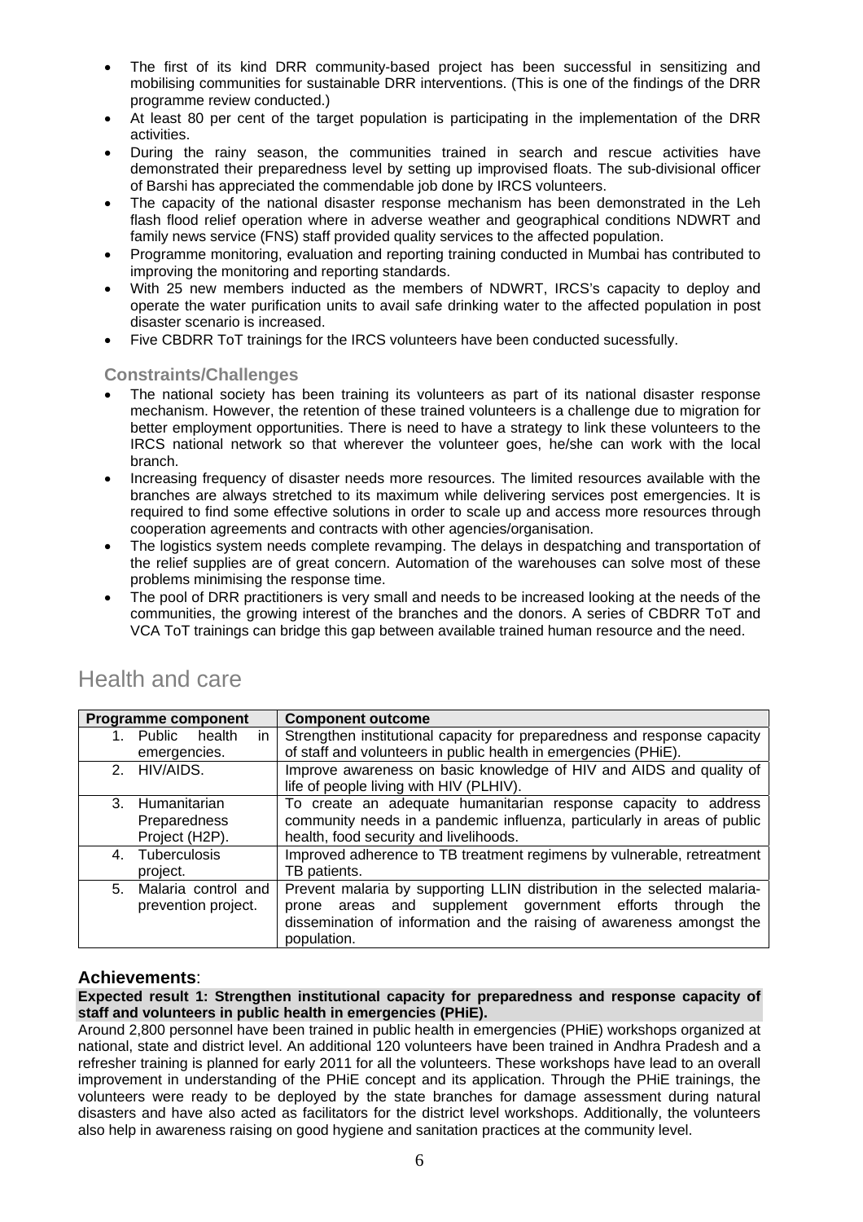- The first of its kind DRR community-based project has been successful in sensitizing and mobilising communities for sustainable DRR interventions. (This is one of the findings of the DRR programme review conducted.)
- At least 80 per cent of the target population is participating in the implementation of the DRR activities.
- During the rainy season, the communities trained in search and rescue activities have demonstrated their preparedness level by setting up improvised floats. The sub-divisional officer of Barshi has appreciated the commendable job done by IRCS volunteers.
- The capacity of the national disaster response mechanism has been demonstrated in the Leh flash flood relief operation where in adverse weather and geographical conditions NDWRT and family news service (FNS) staff provided quality services to the affected population.
- Programme monitoring, evaluation and reporting training conducted in Mumbai has contributed to improving the monitoring and reporting standards.
- With 25 new members inducted as the members of NDWRT, IRCS's capacity to deploy and operate the water purification units to avail safe drinking water to the affected population in post disaster scenario is increased.
- Five CBDRR ToT trainings for the IRCS volunteers have been conducted sucessfully.

### Constraints/Challenges

- The national society has been training its volunteers as part of its national disaster response mechanism. However, the retention of these trained volunteers is a challenge due to migration for better employment opportunities. There is need to have a strategy to link these volunteers to the IRCS national network so that wherever the volunteer goes, he/she can work with the local branch.
- Increasing frequency of disaster needs more resources. The limited resources available with the branches are always stretched to its maximum while delivering services post emergencies. It is required to find some effective solutions in order to scale up and access more resources through cooperation agreements and contracts with other agencies/organisation.
- The logistics system needs complete revamping. The delays in despatching and transportation of the relief supplies are of great concern. Automation of the warehouses can solve most of these problems minimising the response time.
- The pool of DRR practitioners is very small and needs to be increased looking at the needs of the communities, the growing interest of the branches and the donors. A series of CBDRR ToT and VCA ToT trainings can bridge this gap between available trained human resource and the need.

## Health and care

| Programme component | Component outcome |
|---|---|
| 1. Public health in emergencies. | Strengthen institutional capacity for preparedness and response capacity of staff and volunteers in public health in emergencies (PHiE). |
| 2. HIV/AIDS. | Improve awareness on basic knowledge of HIV and AIDS and quality of life of people living with HIV (PLHIV). |
| 3. Humanitarian Preparedness Project (H2P). | To create an adequate humanitarian response capacity to address community needs in a pandemic influenza, particularly in areas of public health, food security and livelihoods. |
| 4. Tuberculosis project. | Improved adherence to TB treatment regimens by vulnerable, retreatment TB patients. |
| 5. Malaria control and prevention project. | Prevent malaria by supporting LLIN distribution in the selected malaria-prone areas and supplement government efforts through the dissemination of information and the raising of awareness amongst the population. |

### Achievements:

**Expected result 1: Strengthen institutional capacity for preparedness and response capacity of staff and volunteers in public health in emergencies (PHiE).**

Around 2,800 personnel have been trained in public health in emergencies (PHiE) workshops organized at national, state and district level. An additional 120 volunteers have been trained in Andhra Pradesh and a refresher training is planned for early 2011 for all the volunteers. These workshops have lead to an overall improvement in understanding of the PHiE concept and its application. Through the PHiE trainings, the volunteers were ready to be deployed by the state branches for damage assessment during natural disasters and have also acted as facilitators for the district level workshops. Additionally, the volunteers also help in awareness raising on good hygiene and sanitation practices at the community level.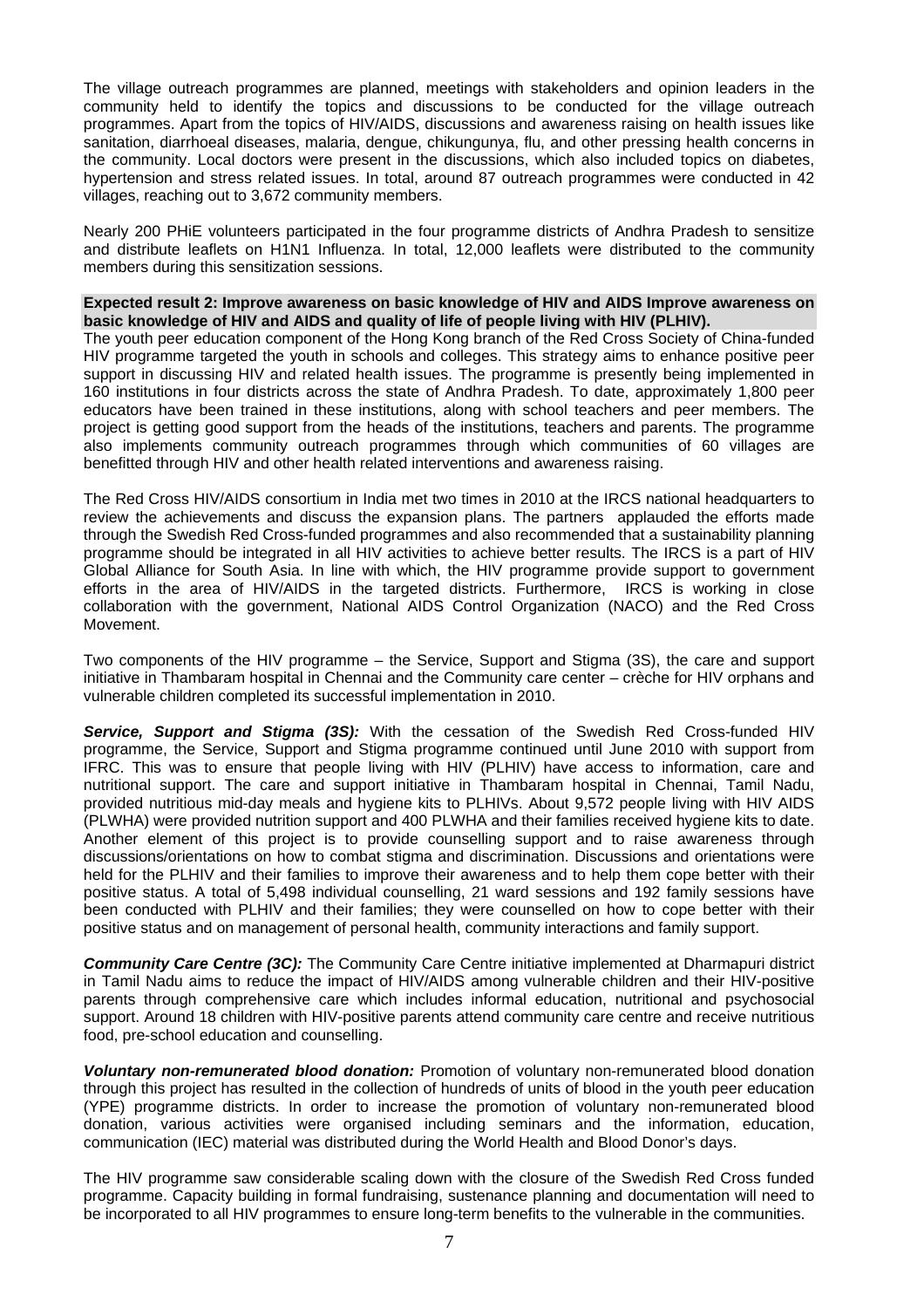The village outreach programmes are planned, meetings with stakeholders and opinion leaders in the community held to identify the topics and discussions to be conducted for the village outreach programmes. Apart from the topics of HIV/AIDS, discussions and awareness raising on health issues like sanitation, diarrhoeal diseases, malaria, dengue, chikungunya, flu, and other pressing health concerns in the community. Local doctors were present in the discussions, which also included topics on diabetes, hypertension and stress related issues. In total, around 87 outreach programmes were conducted in 42 villages, reaching out to 3,672 community members.

Nearly 200 PHiE volunteers participated in the four programme districts of Andhra Pradesh to sensitize and distribute leaflets on H1N1 Influenza. In total, 12,000 leaflets were distributed to the community members during this sensitization sessions.

**Expected result 2: Improve awareness on basic knowledge of HIV and AIDS Improve awareness on basic knowledge of HIV and AIDS and quality of life of people living with HIV (PLHIV).**

The youth peer education component of the Hong Kong branch of the Red Cross Society of China-funded HIV programme targeted the youth in schools and colleges. This strategy aims to enhance positive peer support in discussing HIV and related health issues. The programme is presently being implemented in 160 institutions in four districts across the state of Andhra Pradesh. To date, approximately 1,800 peer educators have been trained in these institutions, along with school teachers and peer members. The project is getting good support from the heads of the institutions, teachers and parents. The programme also implements community outreach programmes through which communities of 60 villages are benefitted through HIV and other health related interventions and awareness raising.

The Red Cross HIV/AIDS consortium in India met two times in 2010 at the IRCS national headquarters to review the achievements and discuss the expansion plans. The partners applauded the efforts made through the Swedish Red Cross-funded programmes and also recommended that a sustainability planning programme should be integrated in all HIV activities to achieve better results. The IRCS is a part of HIV Global Alliance for South Asia. In line with which, the HIV programme provide support to government efforts in the area of HIV/AIDS in the targeted districts. Furthermore, IRCS is working in close collaboration with the government, National AIDS Control Organization (NACO) and the Red Cross Movement.

Two components of the HIV programme – the Service, Support and Stigma (3S), the care and support initiative in Thambaram hospital in Chennai and the Community care center – crèche for HIV orphans and vulnerable children completed its successful implementation in 2010.

***Service, Support and Stigma (3S):*** With the cessation of the Swedish Red Cross-funded HIV programme, the Service, Support and Stigma programme continued until June 2010 with support from IFRC. This was to ensure that people living with HIV (PLHIV) have access to information, care and nutritional support. The care and support initiative in Thambaram hospital in Chennai, Tamil Nadu, provided nutritious mid-day meals and hygiene kits to PLHIVs. About 9,572 people living with HIV AIDS (PLWHA) were provided nutrition support and 400 PLWHA and their families received hygiene kits to date. Another element of this project is to provide counselling support and to raise awareness through discussions/orientations on how to combat stigma and discrimination. Discussions and orientations were held for the PLHIV and their families to improve their awareness and to help them cope better with their positive status. A total of 5,498 individual counselling, 21 ward sessions and 192 family sessions have been conducted with PLHIV and their families; they were counselled on how to cope better with their positive status and on management of personal health, community interactions and family support.

***Community Care Centre (3C):*** The Community Care Centre initiative implemented at Dharmapuri district in Tamil Nadu aims to reduce the impact of HIV/AIDS among vulnerable children and their HIV-positive parents through comprehensive care which includes informal education, nutritional and psychosocial support. Around 18 children with HIV-positive parents attend community care centre and receive nutritious food, pre-school education and counselling.

***Voluntary non-remunerated blood donation:*** Promotion of voluntary non-remunerated blood donation through this project has resulted in the collection of hundreds of units of blood in the youth peer education (YPE) programme districts. In order to increase the promotion of voluntary non-remunerated blood donation, various activities were organised including seminars and the information, education, communication (IEC) material was distributed during the World Health and Blood Donor's days.

The HIV programme saw considerable scaling down with the closure of the Swedish Red Cross funded programme. Capacity building in formal fundraising, sustenance planning and documentation will need to be incorporated to all HIV programmes to ensure long-term benefits to the vulnerable in the communities.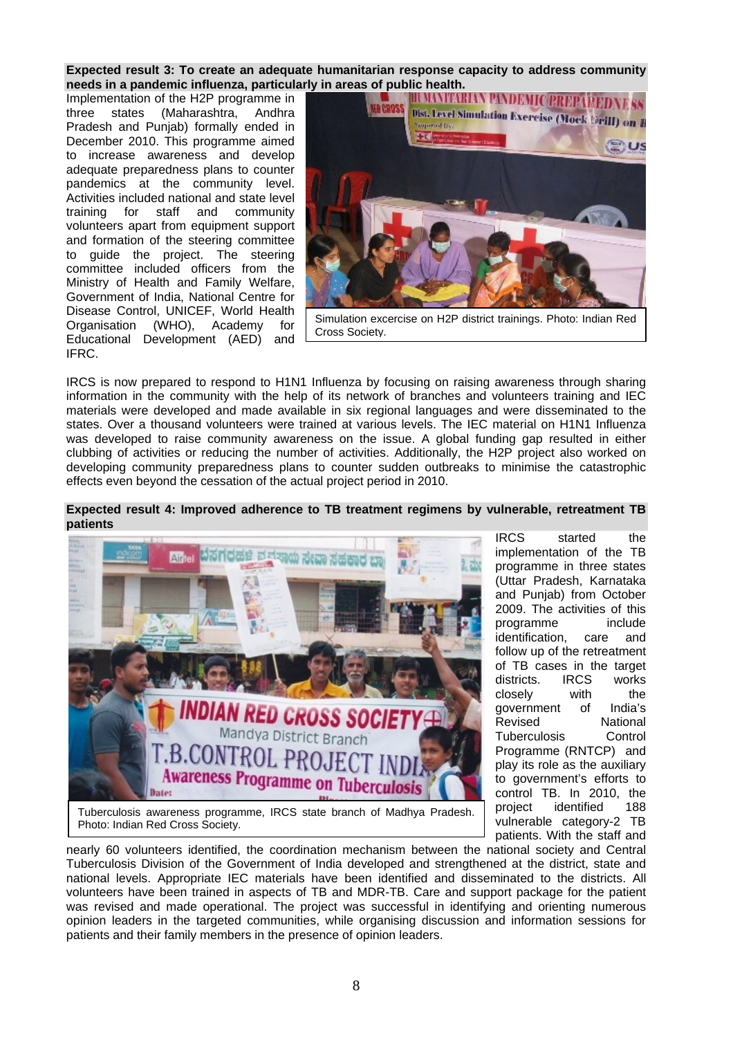**Expected result 3: To create an adequate humanitarian response capacity to address community needs in a pandemic influenza, particularly in areas of public health.**

Implementation of the H2P programme in three states (Maharashtra, Andhra Pradesh and Punjab) formally ended in December 2010. This programme aimed to increase awareness and develop adequate preparedness plans to counter pandemics at the community level. Activities included national and state level training for staff and community volunteers apart from equipment support and formation of the steering committee to guide the project. The steering committee included officers from the Ministry of Health and Family Welfare, Government of India, National Centre for Disease Control, UNICEF, World Health Organisation (WHO), Academy for Educational Development (AED) and IFRC.

Simulation excercise on H2P district trainings. Photo: Indian Red Cross Society.

IRCS is now prepared to respond to H1N1 Influenza by focusing on raising awareness through sharing information in the community with the help of its network of branches and volunteers training and IEC materials were developed and made available in six regional languages and were disseminated to the states. Over a thousand volunteers were trained at various levels. The IEC material on H1N1 Influenza was developed to raise community awareness on the issue. A global funding gap resulted in either clubbing of activities or reducing the number of activities. Additionally, the H2P project also worked on developing community preparedness plans to counter sudden outbreaks to minimise the catastrophic effects even beyond the cessation of the actual project period in 2010.

**Expected result 4: Improved adherence to TB treatment regimens by vulnerable, retreatment TB patients**

Tuberculosis awareness programme, IRCS state branch of Madhya Pradesh. Photo: Indian Red Cross Society.

IRCS started the implementation of the TB programme in three states (Uttar Pradesh, Karnataka and Punjab) from October 2009. The activities of this programme include identification, care and follow up of the retreatment of TB cases in the target districts. IRCS works closely with the government of India's Revised National Tuberculosis Control Programme (RNTCP) and play its role as the auxiliary to government's efforts to control TB. In 2010, the project identified 188 vulnerable category-2 TB patients. With the staff and nearly 60 volunteers identified, the coordination mechanism between the national society and Central Tuberculosis Division of the Government of India developed and strengthened at the district, state and national levels. Appropriate IEC materials have been identified and disseminated to the districts. All volunteers have been trained in aspects of TB and MDR-TB. Care and support package for the patient was revised and made operational. The project was successful in identifying and orienting numerous opinion leaders in the targeted communities, while organising discussion and information sessions for patients and their family members in the presence of opinion leaders.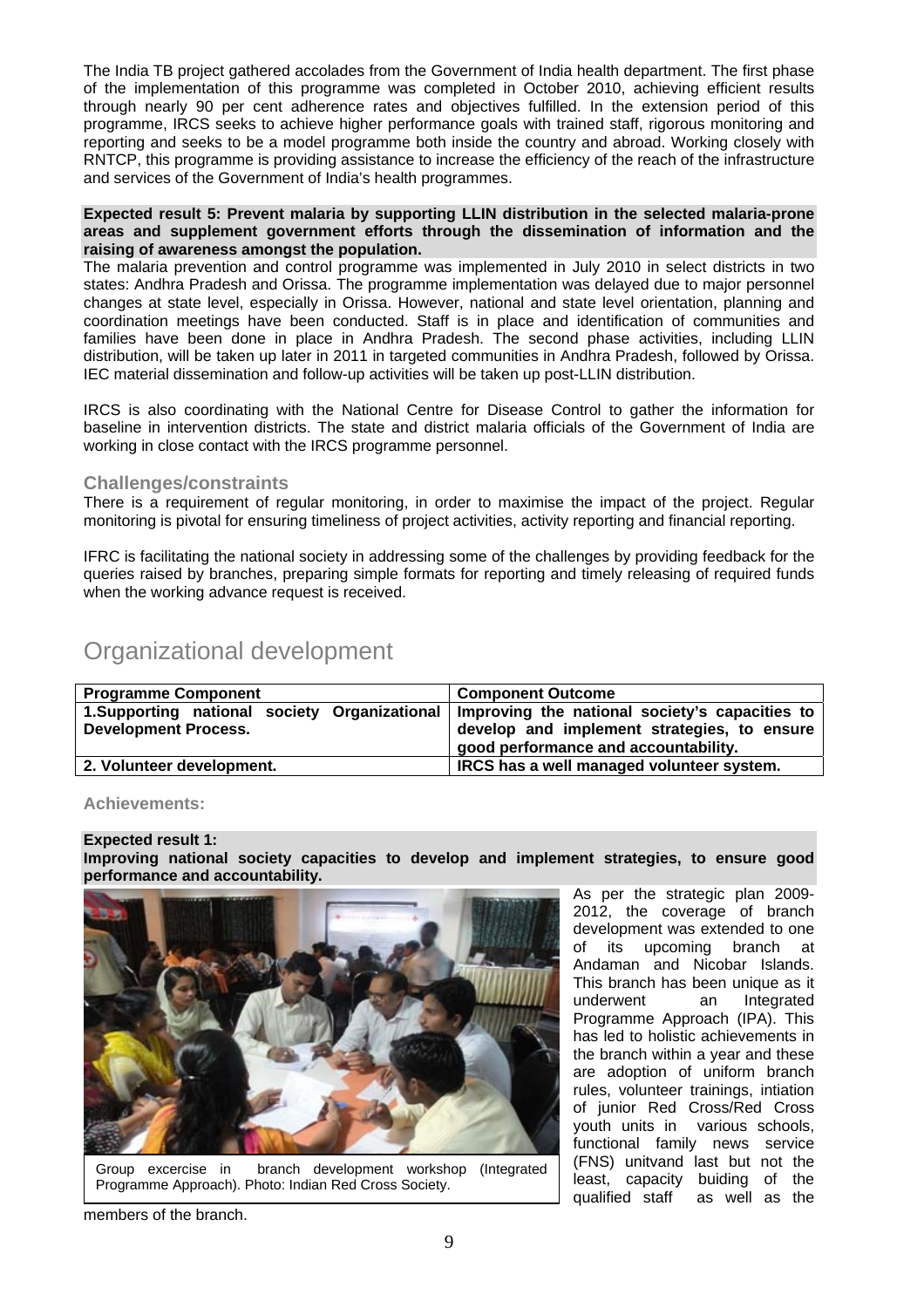The India TB project gathered accolades from the Government of India health department. The first phase of the implementation of this programme was completed in October 2010, achieving efficient results through nearly 90 per cent adherence rates and objectives fulfilled. In the extension period of this programme, IRCS seeks to achieve higher performance goals with trained staff, rigorous monitoring and reporting and seeks to be a model programme both inside the country and abroad. Working closely with RNTCP, this programme is providing assistance to increase the efficiency of the reach of the infrastructure and services of the Government of India's health programmes.

**Expected result 5: Prevent malaria by supporting LLIN distribution in the selected malaria-prone areas and supplement government efforts through the dissemination of information and the raising of awareness amongst the population.**

The malaria prevention and control programme was implemented in July 2010 in select districts in two states: Andhra Pradesh and Orissa. The programme implementation was delayed due to major personnel changes at state level, especially in Orissa. However, national and state level orientation, planning and coordination meetings have been conducted. Staff is in place and identification of communities and families have been done in place in Andhra Pradesh. The second phase activities, including LLIN distribution, will be taken up later in 2011 in targeted communities in Andhra Pradesh, followed by Orissa. IEC material dissemination and follow-up activities will be taken up post-LLIN distribution.

IRCS is also coordinating with the National Centre for Disease Control to gather the information for baseline in intervention districts. The state and district malaria officials of the Government of India are working in close contact with the IRCS programme personnel.

### Challenges/constraints

There is a requirement of regular monitoring, in order to maximise the impact of the project. Regular monitoring is pivotal for ensuring timeliness of project activities, activity reporting and financial reporting.

IFRC is facilitating the national society in addressing some of the challenges by providing feedback for the queries raised by branches, preparing simple formats for reporting and timely releasing of required funds when the working advance request is received.

# Organizational development

| Programme Component | Component Outcome |
|---|---|
| **1.Supporting national society Organizational Development Process.** | **Improving the national society's capacities to develop and implement strategies, to ensure good performance and accountability.** |
| **2. Volunteer development.** | **IRCS has a well managed volunteer system.** |

### Achievements:

**Expected result 1:**
**Improving national society capacities to develop and implement strategies, to ensure good performance and accountability.**

Group excercise in branch development workshop (Integrated Programme Approach). Photo: Indian Red Cross Society.

As per the strategic plan 2009-2012, the coverage of branch development was extended to one of its upcoming branch at Andaman and Nicobar Islands. This branch has been unique as it underwent an Integrated Programme Approach (IPA). This has led to holistic achievements in the branch within a year and these are adoption of uniform branch rules, volunteer trainings, intiation of junior Red Cross/Red Cross youth units in various schools, functional family news service (FNS) unitvand last but not the least, capacity buiding of the qualified staff as well as the members of the branch.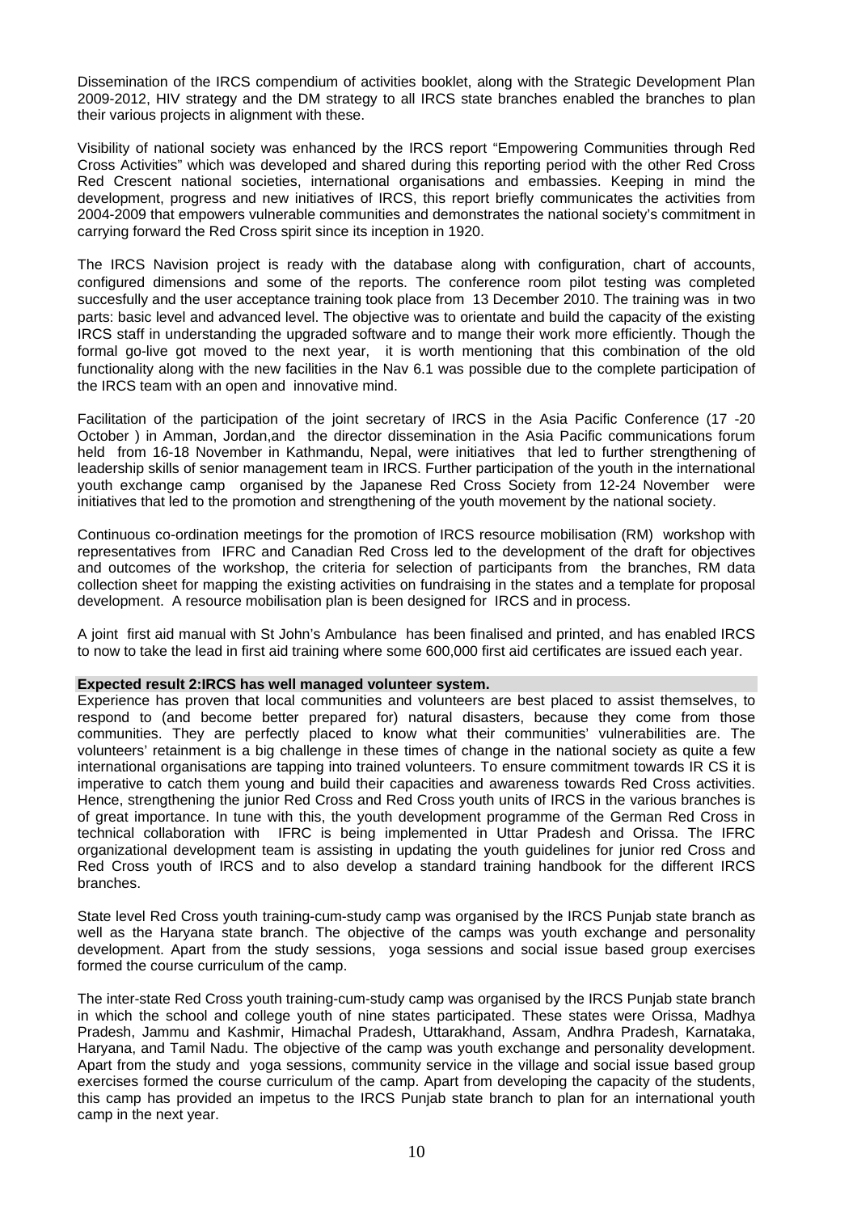Dissemination of the IRCS compendium of activities booklet, along with the Strategic Development Plan 2009-2012, HIV strategy and the DM strategy to all IRCS state branches enabled the branches to plan their various projects in alignment with these.

Visibility of national society was enhanced by the IRCS report "Empowering Communities through Red Cross Activities" which was developed and shared during this reporting period with the other Red Cross Red Crescent national societies, international organisations and embassies. Keeping in mind the development, progress and new initiatives of IRCS, this report briefly communicates the activities from 2004-2009 that empowers vulnerable communities and demonstrates the national society's commitment in carrying forward the Red Cross spirit since its inception in 1920.

The IRCS Navision project is ready with the database along with configuration, chart of accounts, configured dimensions and some of the reports. The conference room pilot testing was completed succesfully and the user acceptance training took place from 13 December 2010. The training was in two parts: basic level and advanced level. The objective was to orientate and build the capacity of the existing IRCS staff in understanding the upgraded software and to mange their work more efficiently. Though the formal go-live got moved to the next year, it is worth mentioning that this combination of the old functionality along with the new facilities in the Nav 6.1 was possible due to the complete participation of the IRCS team with an open and innovative mind.

Facilitation of the participation of the joint secretary of IRCS in the Asia Pacific Conference (17 -20 October ) in Amman, Jordan,and the director dissemination in the Asia Pacific communications forum held from 16-18 November in Kathmandu, Nepal, were initiatives that led to further strengthening of leadership skills of senior management team in IRCS. Further participation of the youth in the international youth exchange camp organised by the Japanese Red Cross Society from 12-24 November were initiatives that led to the promotion and strengthening of the youth movement by the national society.

Continuous co-ordination meetings for the promotion of IRCS resource mobilisation (RM) workshop with representatives from IFRC and Canadian Red Cross led to the development of the draft for objectives and outcomes of the workshop, the criteria for selection of participants from the branches, RM data collection sheet for mapping the existing activities on fundraising in the states and a template for proposal development. A resource mobilisation plan is been designed for IRCS and in process.

A joint first aid manual with St John's Ambulance has been finalised and printed, and has enabled IRCS to now to take the lead in first aid training where some 600,000 first aid certificates are issued each year.

**Expected result 2:IRCS has well managed volunteer system.**

Experience has proven that local communities and volunteers are best placed to assist themselves, to respond to (and become better prepared for) natural disasters, because they come from those communities. They are perfectly placed to know what their communities' vulnerabilities are. The volunteers' retainment is a big challenge in these times of change in the national society as quite a few international organisations are tapping into trained volunteers. To ensure commitment towards IR CS it is imperative to catch them young and build their capacities and awareness towards Red Cross activities. Hence, strengthening the junior Red Cross and Red Cross youth units of IRCS in the various branches is of great importance. In tune with this, the youth development programme of the German Red Cross in technical collaboration with IFRC is being implemented in Uttar Pradesh and Orissa. The IFRC organizational development team is assisting in updating the youth guidelines for junior red Cross and Red Cross youth of IRCS and to also develop a standard training handbook for the different IRCS branches.

State level Red Cross youth training-cum-study camp was organised by the IRCS Punjab state branch as well as the Haryana state branch. The objective of the camps was youth exchange and personality development. Apart from the study sessions, yoga sessions and social issue based group exercises formed the course curriculum of the camp.

The inter-state Red Cross youth training-cum-study camp was organised by the IRCS Punjab state branch in which the school and college youth of nine states participated. These states were Orissa, Madhya Pradesh, Jammu and Kashmir, Himachal Pradesh, Uttarakhand, Assam, Andhra Pradesh, Karnataka, Haryana, and Tamil Nadu. The objective of the camp was youth exchange and personality development. Apart from the study and yoga sessions, community service in the village and social issue based group exercises formed the course curriculum of the camp. Apart from developing the capacity of the students, this camp has provided an impetus to the IRCS Punjab state branch to plan for an international youth camp in the next year.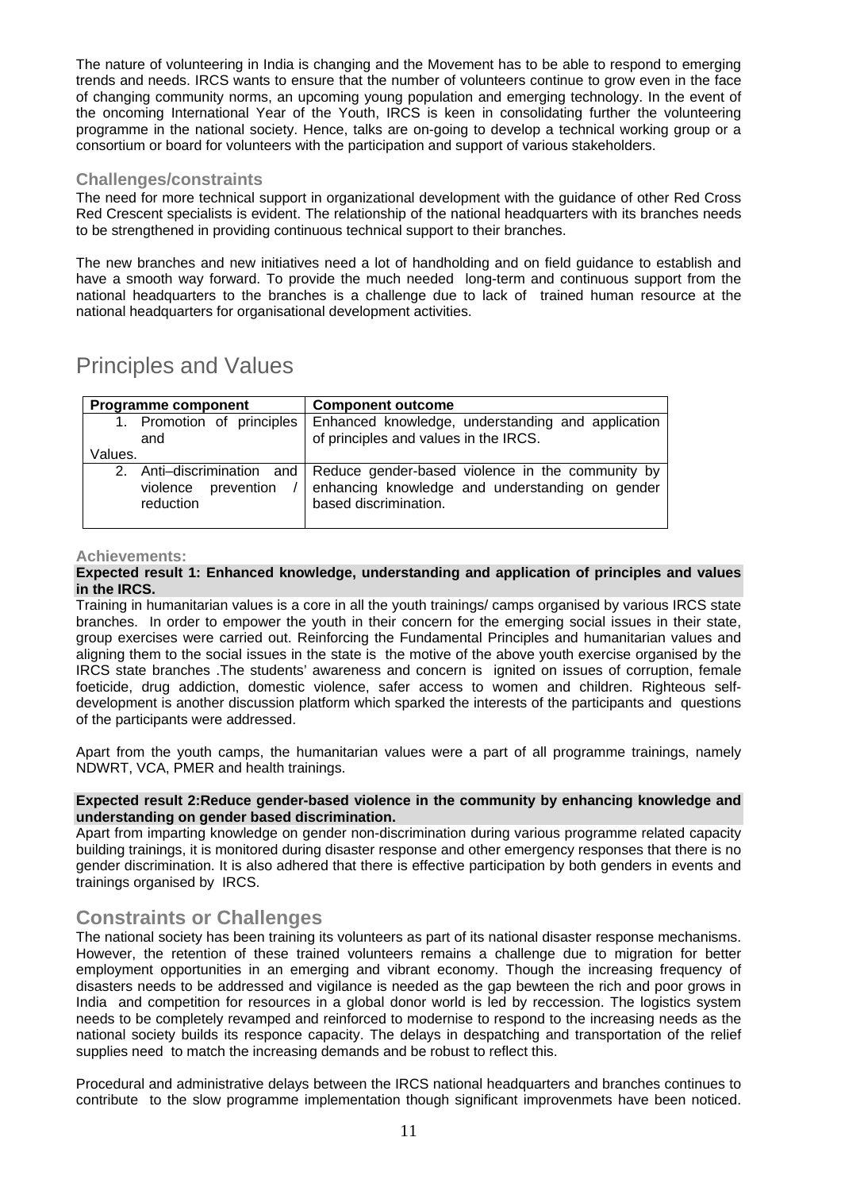The nature of volunteering in India is changing and the Movement has to be able to respond to emerging trends and needs. IRCS wants to ensure that the number of volunteers continue to grow even in the face of changing community norms, an upcoming young population and emerging technology. In the event of the oncoming International Year of the Youth, IRCS is keen in consolidating further the volunteering programme in the national society. Hence, talks are on-going to develop a technical working group or a consortium or board for volunteers with the participation and support of various stakeholders.

### Challenges/constraints

The need for more technical support in organizational development with the guidance of other Red Cross Red Crescent specialists is evident. The relationship of the national headquarters with its branches needs to be strengthened in providing continuous technical support to their branches.

The new branches and new initiatives need a lot of handholding and on field guidance to establish and have a smooth way forward. To provide the much needed long-term and continuous support from the national headquarters to the branches is a challenge due to lack of trained human resource at the national headquarters for organisational development activities.

# Principles and Values

| **Programme component** | **Component outcome** |
|---|---|
| 1. Promotion of principles and Values. | Enhanced knowledge, understanding and application of principles and values in the IRCS. |
| 2. Anti–discrimination and violence prevention / reduction | Reduce gender-based violence in the community by enhancing knowledge and understanding on gender based discrimination. |

### Achievements:

**Expected result 1: Enhanced knowledge, understanding and application of principles and values in the IRCS.**

Training in humanitarian values is a core in all the youth trainings/ camps organised by various IRCS state branches. In order to empower the youth in their concern for the emerging social issues in their state, group exercises were carried out. Reinforcing the Fundamental Principles and humanitarian values and aligning them to the social issues in the state is the motive of the above youth exercise organised by the IRCS state branches .The students' awareness and concern is ignited on issues of corruption, female foeticide, drug addiction, domestic violence, safer access to women and children. Righteous self-development is another discussion platform which sparked the interests of the participants and questions of the participants were addressed.

Apart from the youth camps, the humanitarian values were a part of all programme trainings, namely NDWRT, VCA, PMER and health trainings.

**Expected result 2:Reduce gender-based violence in the community by enhancing knowledge and understanding on gender based discrimination.**

Apart from imparting knowledge on gender non-discrimination during various programme related capacity building trainings, it is monitored during disaster response and other emergency responses that there is no gender discrimination. It is also adhered that there is effective participation by both genders in events and trainings organised by IRCS.

## Constraints or Challenges

The national society has been training its volunteers as part of its national disaster response mechanisms. However, the retention of these trained volunteers remains a challenge due to migration for better employment opportunities in an emerging and vibrant economy. Though the increasing frequency of disasters needs to be addressed and vigilance is needed as the gap bewteen the rich and poor grows in India and competition for resources in a global donor world is led by reccession. The logistics system needs to be completely revamped and reinforced to modernise to respond to the increasing needs as the national society builds its responce capacity. The delays in despatching and transportation of the relief supplies need to match the increasing demands and be robust to reflect this.

Procedural and administrative delays between the IRCS national headquarters and branches continues to contribute to the slow programme implementation though significant improvenmets have been noticed.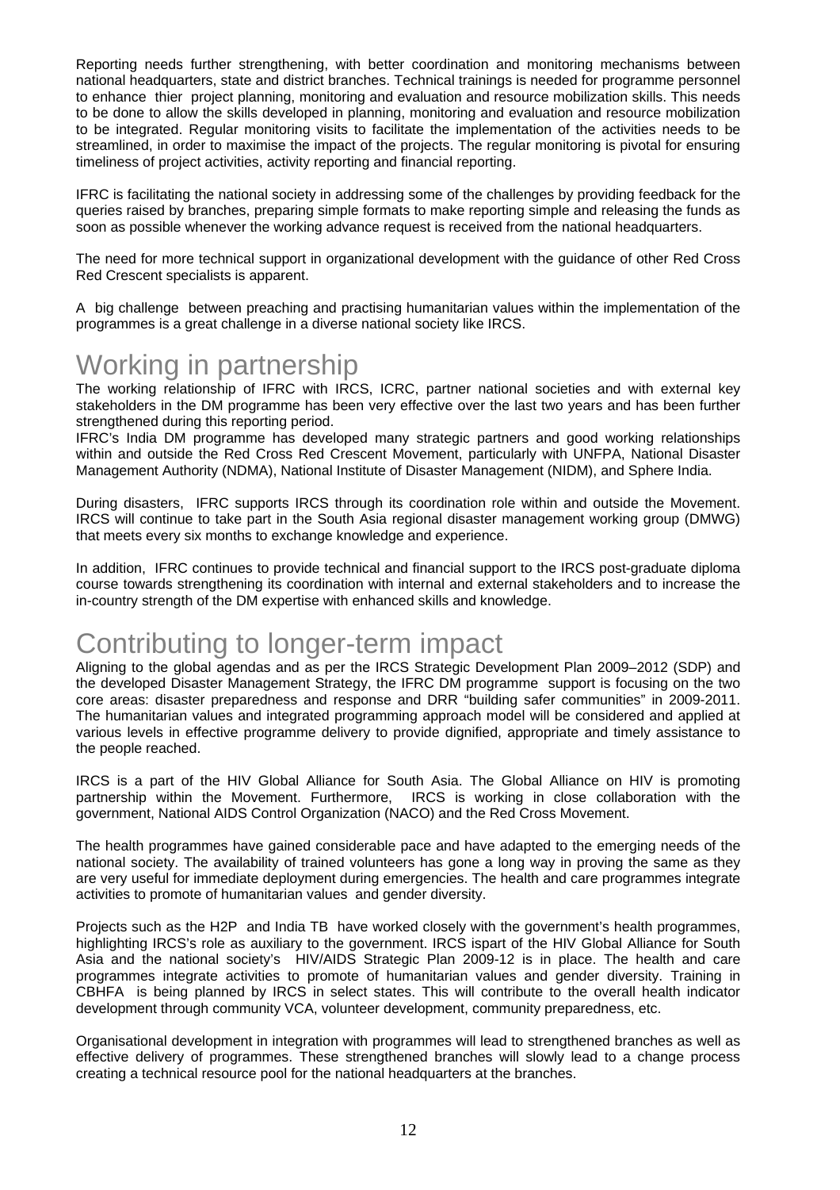Reporting needs further strengthening, with better coordination and monitoring mechanisms between national headquarters, state and district branches. Technical trainings is needed for programme personnel to enhance thier project planning, monitoring and evaluation and resource mobilization skills. This needs to be done to allow the skills developed in planning, monitoring and evaluation and resource mobilization to be integrated. Regular monitoring visits to facilitate the implementation of the activities needs to be streamlined, in order to maximise the impact of the projects. The regular monitoring is pivotal for ensuring timeliness of project activities, activity reporting and financial reporting.

IFRC is facilitating the national society in addressing some of the challenges by providing feedback for the queries raised by branches, preparing simple formats to make reporting simple and releasing the funds as soon as possible whenever the working advance request is received from the national headquarters.

The need for more technical support in organizational development with the guidance of other Red Cross Red Crescent specialists is apparent.

A big challenge between preaching and practising humanitarian values within the implementation of the programmes is a great challenge in a diverse national society like IRCS.

# Working in partnership

The working relationship of IFRC with IRCS, ICRC, partner national societies and with external key stakeholders in the DM programme has been very effective over the last two years and has been further strengthened during this reporting period.

IFRC's India DM programme has developed many strategic partners and good working relationships within and outside the Red Cross Red Crescent Movement, particularly with UNFPA, National Disaster Management Authority (NDMA), National Institute of Disaster Management (NIDM), and Sphere India.

During disasters, IFRC supports IRCS through its coordination role within and outside the Movement. IRCS will continue to take part in the South Asia regional disaster management working group (DMWG) that meets every six months to exchange knowledge and experience.

In addition, IFRC continues to provide technical and financial support to the IRCS post-graduate diploma course towards strengthening its coordination with internal and external stakeholders and to increase the in-country strength of the DM expertise with enhanced skills and knowledge.

# Contributing to longer-term impact

Aligning to the global agendas and as per the IRCS Strategic Development Plan 2009–2012 (SDP) and the developed Disaster Management Strategy, the IFRC DM programme support is focusing on the two core areas: disaster preparedness and response and DRR "building safer communities" in 2009-2011. The humanitarian values and integrated programming approach model will be considered and applied at various levels in effective programme delivery to provide dignified, appropriate and timely assistance to the people reached.

IRCS is a part of the HIV Global Alliance for South Asia. The Global Alliance on HIV is promoting partnership within the Movement. Furthermore, IRCS is working in close collaboration with the government, National AIDS Control Organization (NACO) and the Red Cross Movement.

The health programmes have gained considerable pace and have adapted to the emerging needs of the national society. The availability of trained volunteers has gone a long way in proving the same as they are very useful for immediate deployment during emergencies. The health and care programmes integrate activities to promote of humanitarian values and gender diversity.

Projects such as the H2P and India TB have worked closely with the government's health programmes, highlighting IRCS's role as auxiliary to the government. IRCS ispart of the HIV Global Alliance for South Asia and the national society's HIV/AIDS Strategic Plan 2009-12 is in place. The health and care programmes integrate activities to promote of humanitarian values and gender diversity. Training in CBHFA is being planned by IRCS in select states. This will contribute to the overall health indicator development through community VCA, volunteer development, community preparedness, etc.

Organisational development in integration with programmes will lead to strengthened branches as well as effective delivery of programmes. These strengthened branches will slowly lead to a change process creating a technical resource pool for the national headquarters at the branches.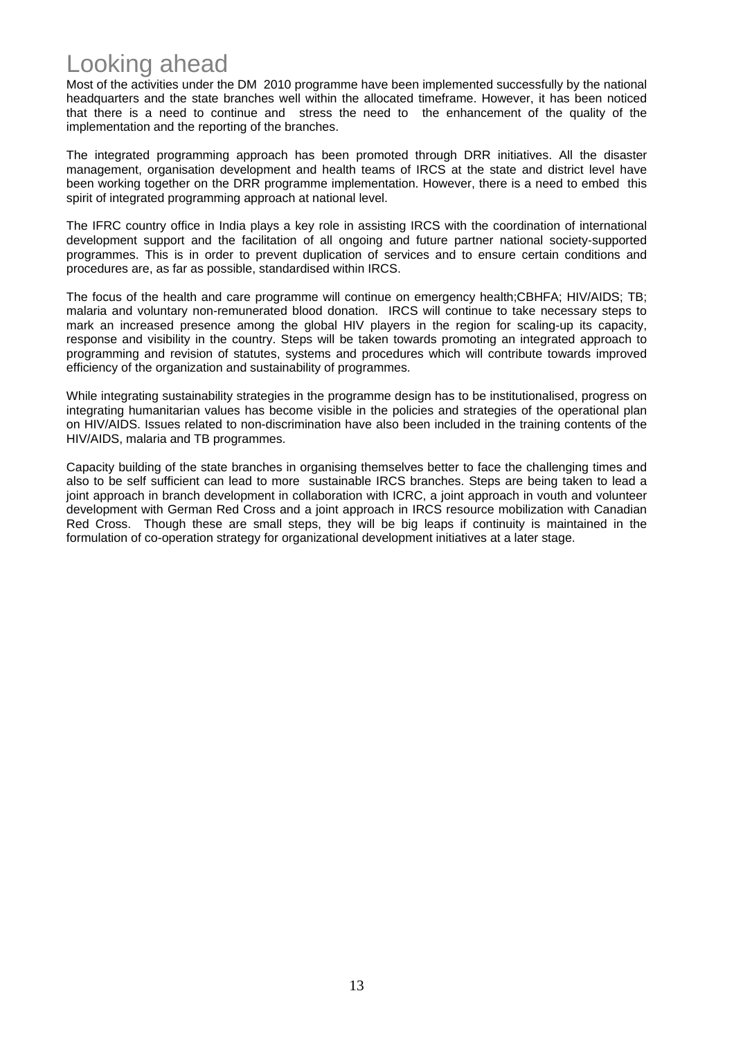# Looking ahead

Most of the activities under the DM 2010 programme have been implemented successfully by the national headquarters and the state branches well within the allocated timeframe. However, it has been noticed that there is a need to continue and stress the need to the enhancement of the quality of the implementation and the reporting of the branches.

The integrated programming approach has been promoted through DRR initiatives. All the disaster management, organisation development and health teams of IRCS at the state and district level have been working together on the DRR programme implementation. However, there is a need to embed this spirit of integrated programming approach at national level.

The IFRC country office in India plays a key role in assisting IRCS with the coordination of international development support and the facilitation of all ongoing and future partner national society-supported programmes. This is in order to prevent duplication of services and to ensure certain conditions and procedures are, as far as possible, standardised within IRCS.

The focus of the health and care programme will continue on emergency health;CBHFA; HIV/AIDS; TB; malaria and voluntary non-remunerated blood donation. IRCS will continue to take necessary steps to mark an increased presence among the global HIV players in the region for scaling-up its capacity, response and visibility in the country. Steps will be taken towards promoting an integrated approach to programming and revision of statutes, systems and procedures which will contribute towards improved efficiency of the organization and sustainability of programmes.

While integrating sustainability strategies in the programme design has to be institutionalised, progress on integrating humanitarian values has become visible in the policies and strategies of the operational plan on HIV/AIDS. Issues related to non-discrimination have also been included in the training contents of the HIV/AIDS, malaria and TB programmes.

Capacity building of the state branches in organising themselves better to face the challenging times and also to be self sufficient can lead to more sustainable IRCS branches. Steps are being taken to lead a joint approach in branch development in collaboration with ICRC, a joint approach in vouth and volunteer development with German Red Cross and a joint approach in IRCS resource mobilization with Canadian Red Cross. Though these are small steps, they will be big leaps if continuity is maintained in the formulation of co-operation strategy for organizational development initiatives at a later stage.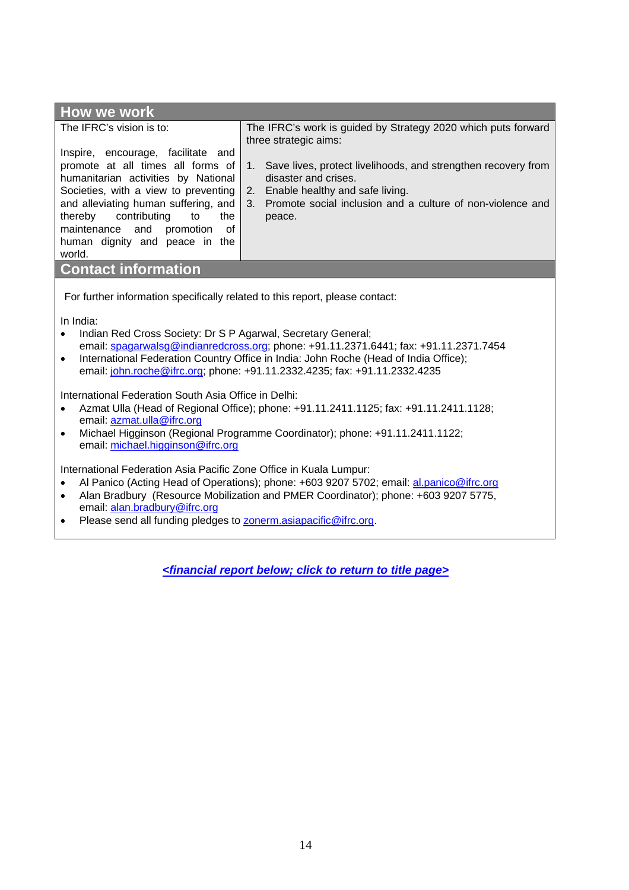## How we work

The IFRC's vision is to:

Inspire, encourage, facilitate and promote at all times all forms of humanitarian activities by National Societies, with a view to preventing and alleviating human suffering, and thereby contributing to the maintenance and promotion of human dignity and peace in the world.

The IFRC's work is guided by Strategy 2020 which puts forward three strategic aims:

1. Save lives, protect livelihoods, and strengthen recovery from disaster and crises.
2. Enable healthy and safe living.
3. Promote social inclusion and a culture of non-violence and peace.

## Contact information

For further information specifically related to this report, please contact:

In India:

- Indian Red Cross Society: Dr S P Agarwal, Secretary General; email: spagarwalsg@indianredcross.org; phone: +91.11.2371.6441; fax: +91.11.2371.7454
- International Federation Country Office in India: John Roche (Head of India Office); email: john.roche@ifrc.org; phone: +91.11.2332.4235; fax: +91.11.2332.4235

International Federation South Asia Office in Delhi:

- Azmat Ulla (Head of Regional Office); phone: +91.11.2411.1125; fax: +91.11.2411.1128; email: azmat.ulla@ifrc.org
- Michael Higginson (Regional Programme Coordinator); phone: +91.11.2411.1122; email: michael.higginson@ifrc.org

International Federation Asia Pacific Zone Office in Kuala Lumpur:

- Al Panico (Acting Head of Operations); phone: +603 9207 5702; email: al.panico@ifrc.org
- Alan Bradbury (Resource Mobilization and PMER Coordinator); phone: +603 9207 5775, email: alan.bradbury@ifrc.org
- Please send all funding pledges to zonerm.asiapacific@ifrc.org.

***<financial report below; click to return to title page>***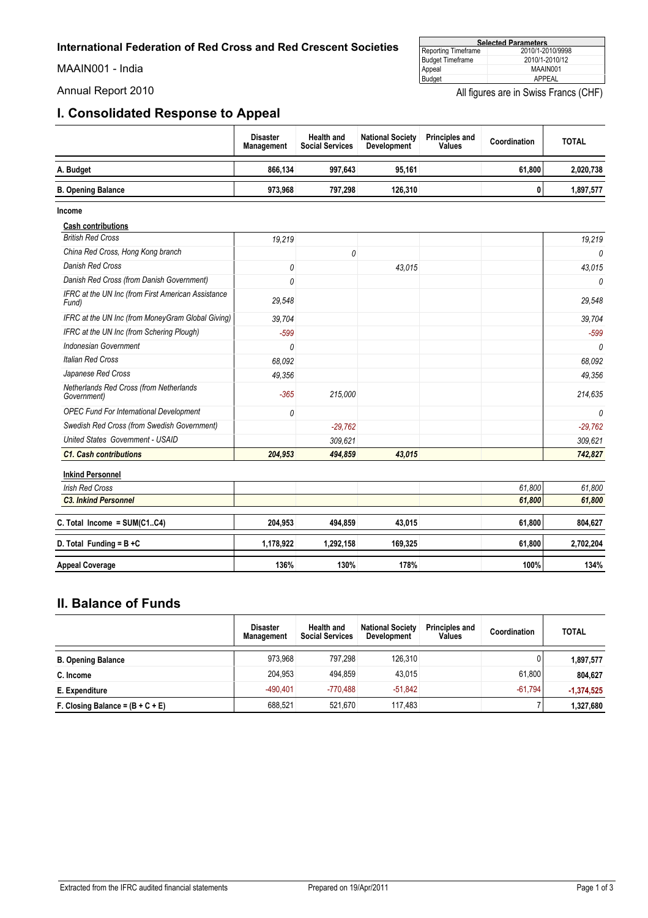**International Federation of Red Cross and Red Crescent Societies**

MAAIN001 - India

Annual Report 2010

| Selected Parameters | |
|---|---|
| Reporting Timeframe | 2010/1-2010/9998 |
| Budget Timeframe | 2010/1-2010/12 |
| Appeal | MAAIN001 |
| Budget | APPEAL |

All figures are in Swiss Francs (CHF)

## I. Consolidated Response to Appeal

| | Disaster Management | Health and Social Services | National Society Development | Principles and Values | Coordination | TOTAL |
|---|---|---|---|---|---|---|
| **A. Budget** | **866,134** | **997,643** | **95,161** | | **61,800** | **2,020,738** |
| **B. Opening Balance** | **973,968** | **797,298** | **126,310** | | **0** | **1,897,577** |
| **Income** | | | | | | |
| **Cash contributions** | | | | | | |
| *British Red Cross* | *19,219* | | | | | *19,219* |
| *China Red Cross, Hong Kong branch* | | *0* | | | | *0* |
| *Danish Red Cross* | *0* | | *43,015* | | | *43,015* |
| *Danish Red Cross (from Danish Government)* | *0* | | | | | *0* |
| *IFRC at the UN Inc (from First American Assistance Fund)* | *29,548* | | | | | *29,548* |
| *IFRC at the UN Inc (from MoneyGram Global Giving)* | *39,704* | | | | | *39,704* |
| *IFRC at the UN Inc (from Schering Plough)* | *-599* | | | | | *-599* |
| *Indonesian Government* | *0* | | | | | *0* |
| *Italian Red Cross* | *68,092* | | | | | *68,092* |
| *Japanese Red Cross* | *49,356* | | | | | *49,356* |
| *Netherlands Red Cross (from Netherlands Government)* | *-365* | *215,000* | | | | *214,635* |
| *OPEC Fund For International Development* | *0* | | | | | *0* |
| *Swedish Red Cross (from Swedish Government)* | | *-29,762* | | | | *-29,762* |
| *United States Government - USAID* | | *309,621* | | | | *309,621* |
| ***C1. Cash contributions*** | ***204,953*** | ***494,859*** | ***43,015*** | | | ***742,827*** |
| **Inkind Personnel** | | | | | | |
| *Irish Red Cross* | | | | | *61,800* | *61,800* |
| ***C3. Inkind Personnel*** | | | | | ***61,800*** | ***61,800*** |
| **C. Total Income = SUM(C1..C4)** | **204,953** | **494,859** | **43,015** | | **61,800** | **804,627** |
| **D. Total Funding = B +C** | **1,178,922** | **1,292,158** | **169,325** | | **61,800** | **2,702,204** |
| **Appeal Coverage** | **136%** | **130%** | **178%** | | **100%** | **134%** |

## II. Balance of Funds

| | Disaster Management | Health and Social Services | National Society Development | Principles and Values | Coordination | TOTAL |
|---|---|---|---|---|---|---|
| **B. Opening Balance** | 973,968 | 797,298 | 126,310 | | 0 | **1,897,577** |
| **C. Income** | 204,953 | 494,859 | 43,015 | | 61,800 | **804,627** |
| **E. Expenditure** | -490,401 | -770,488 | -51,842 | | -61,794 | **-1,374,525** |
| **F. Closing Balance = (B + C + E)** | 688,521 | 521,670 | 117,483 | | 7 | **1,327,680** |

Extracted from the IFRC audited financial statements

Prepared on 19/Apr/2011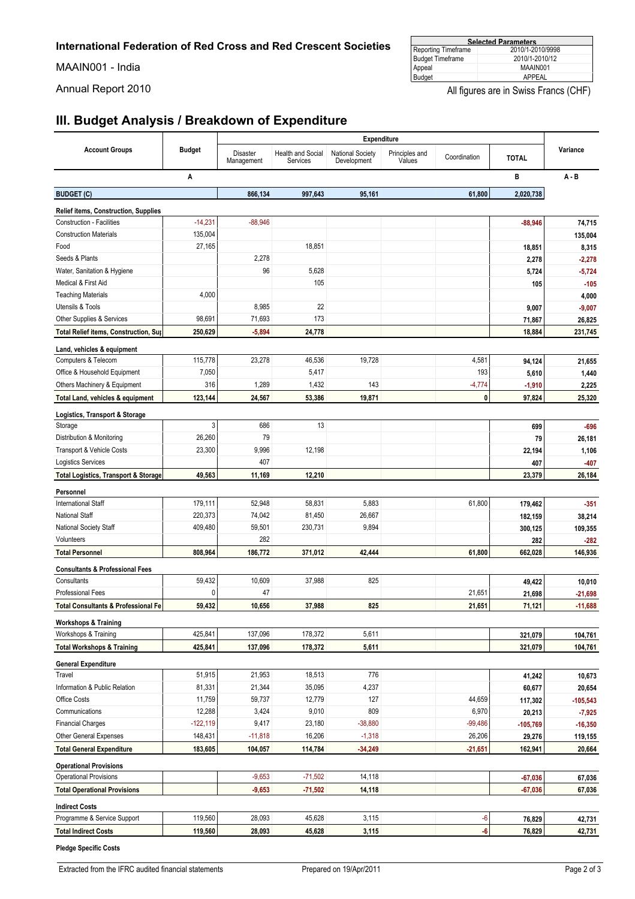**International Federation of Red Cross and Red Crescent Societies**

MAAIN001 - India

Annual Report 2010

| Selected Parameters | |
|---|---|
| Reporting Timeframe | 2010/1-2010/9998 |
| Budget Timeframe | 2010/1-2010/12 |
| Appeal | MAAIN001 |
| Budget | APPEAL |

All figures are in Swiss Francs (CHF)

## III. Budget Analysis / Breakdown of Expenditure

| Account Groups | Budget | Expenditure | | | | | | Variance |
|---|---|---|---|---|---|---|---|---|
| | | Disaster Management | Health and Social Services | National Society Development | Principles and Values | Coordination | TOTAL | |
| | A | | | | | | B | A - B |
| **BUDGET (C)** | | **866,134** | **997,643** | **95,161** | | **61,800** | **2,020,738** | |
| **Relief items, Construction, Supplies** | | | | | | | | |
| Construction - Facilities | -14,231 | -88,946 | | | | | -88,946 | 74,715 |
| Construction Materials | 135,004 | | | | | | | 135,004 |
| Food | 27,165 | | 18,851 | | | | 18,851 | 8,315 |
| Seeds & Plants | | 2,278 | | | | | 2,278 | -2,278 |
| Water, Sanitation & Hygiene | | 96 | 5,628 | | | | 5,724 | -5,724 |
| Medical & First Aid | | | 105 | | | | 105 | -105 |
| Teaching Materials | 4,000 | | | | | | | 4,000 |
| Utensils & Tools | | 8,985 | 22 | | | | 9,007 | -9,007 |
| Other Supplies & Services | 98,691 | 71,693 | 173 | | | | 71,867 | 26,825 |
| **Total Relief items, Construction, Sup** | **250,629** | **-5,894** | **24,778** | | | | **18,884** | **231,745** |
| **Land, vehicles & equipment** | | | | | | | | |
| Computers & Telecom | 115,778 | 23,278 | 46,536 | 19,728 | | 4,581 | 94,124 | 21,655 |
| Office & Household Equipment | 7,050 | | 5,417 | | | 193 | 5,610 | 1,440 |
| Others Machinery & Equipment | 316 | 1,289 | 1,432 | 143 | | -4,774 | -1,910 | 2,225 |
| **Total Land, vehicles & equipment** | **123,144** | **24,567** | **53,386** | **19,871** | | **0** | **97,824** | **25,320** |
| **Logistics, Transport & Storage** | | | | | | | | |
| Storage | 3 | 686 | 13 | | | | 699 | -696 |
| Distribution & Monitoring | 26,260 | 79 | | | | | 79 | 26,181 |
| Transport & Vehicle Costs | 23,300 | 9,996 | 12,198 | | | | 22,194 | 1,106 |
| Logistics Services | | 407 | | | | | 407 | -407 |
| **Total Logistics, Transport & Storage** | **49,563** | **11,169** | **12,210** | | | | **23,379** | **26,184** |
| **Personnel** | | | | | | | | |
| International Staff | 179,111 | 52,948 | 58,831 | 5,883 | | 61,800 | 179,462 | -351 |
| National Staff | 220,373 | 74,042 | 81,450 | 26,667 | | | 182,159 | 38,214 |
| National Society Staff | 409,480 | 59,501 | 230,731 | 9,894 | | | 300,125 | 109,355 |
| Volunteers | | 282 | | | | | 282 | -282 |
| **Total Personnel** | **808,964** | **186,772** | **371,012** | **42,444** | | **61,800** | **662,028** | **146,936** |
| **Consultants & Professional Fees** | | | | | | | | |
| Consultants | 59,432 | 10,609 | 37,988 | 825 | | | 49,422 | 10,010 |
| Professional Fees | 0 | 47 | | | | 21,651 | 21,698 | -21,698 |
| **Total Consultants & Professional Fe** | **59,432** | **10,656** | **37,988** | **825** | | **21,651** | **71,121** | **-11,688** |
| **Workshops & Training** | | | | | | | | |
| Workshops & Training | 425,841 | 137,096 | 178,372 | 5,611 | | | 321,079 | 104,761 |
| **Total Workshops & Training** | **425,841** | **137,096** | **178,372** | **5,611** | | | **321,079** | **104,761** |
| **General Expenditure** | | | | | | | | |
| Travel | 51,915 | 21,953 | 18,513 | 776 | | | 41,242 | 10,673 |
| Information & Public Relation | 81,331 | 21,344 | 35,095 | 4,237 | | | 60,677 | 20,654 |
| Office Costs | 11,759 | 59,737 | 12,779 | 127 | | 44,659 | 117,302 | -105,543 |
| Communications | 12,288 | 3,424 | 9,010 | 809 | | 6,970 | 20,213 | -7,925 |
| Financial Charges | -122,119 | 9,417 | 23,180 | -38,880 | | -99,486 | -105,769 | -16,350 |
| Other General Expenses | 148,431 | -11,818 | 16,206 | -1,318 | | 26,206 | 29,276 | 119,155 |
| **Total General Expenditure** | **183,605** | **104,057** | **114,784** | **-34,249** | | **-21,651** | **162,941** | **20,664** |
| **Operational Provisions** | | | | | | | | |
| Operational Provisions | | -9,653 | -71,502 | 14,118 | | | -67,036 | 67,036 |
| **Total Operational Provisions** | | **-9,653** | **-71,502** | **14,118** | | | **-67,036** | **67,036** |
| **Indirect Costs** | | | | | | | | |
| Programme & Service Support | 119,560 | 28,093 | 45,628 | 3,115 | | -6 | 76,829 | 42,731 |
| **Total Indirect Costs** | **119,560** | **28,093** | **45,628** | **3,115** | | **-6** | **76,829** | **42,731** |
| **Pledge Specific Costs** | | | | | | | | |

Extracted from the IFRC audited financial statements | Prepared on 19/Apr/2011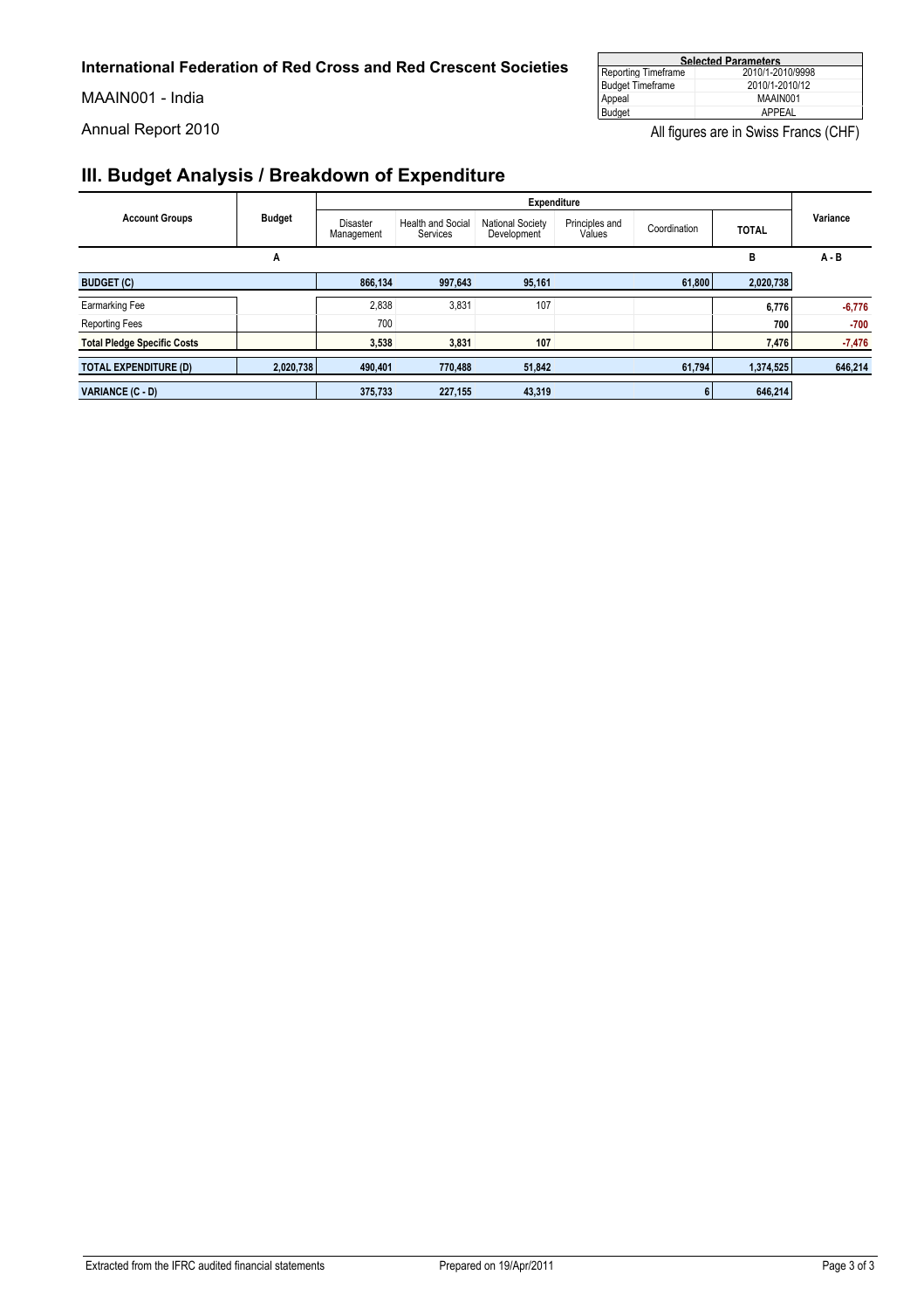**International Federation of Red Cross and Red Crescent Societies**

MAAIN001 - India

Annual Report 2010

| Selected Parameters | |
|---|---|
| Reporting Timeframe | 2010/1-2010/9998 |
| Budget Timeframe | 2010/1-2010/12 |
| Appeal | MAAIN001 |
| Budget | APPEAL |

All figures are in Swiss Francs (CHF)

# III. Budget Analysis / Breakdown of Expenditure

| Account Groups | Budget | Expenditure | | | | | | Variance |
|---|---|---|---|---|---|---|---|---|
| | | Disaster Management | Health and Social Services | National Society Development | Principles and Values | Coordination | TOTAL | |
| | A | | | | | | B | A - B |
| **BUDGET (C)** | | **866,134** | **997,643** | **95,161** | | **61,800** | **2,020,738** | |
| Earmarking Fee | | 2,838 | 3,831 | 107 | | | **6,776** | **-6,776** |
| Reporting Fees | | 700 | | | | | **700** | **-700** |
| **Total Pledge Specific Costs** | | **3,538** | **3,831** | **107** | | | **7,476** | **-7,476** |
| **TOTAL EXPENDITURE (D)** | **2,020,738** | **490,401** | **770,488** | **51,842** | | **61,794** | **1,374,525** | **646,214** |
| **VARIANCE (C - D)** | | **375,733** | **227,155** | **43,319** | | **6** | **646,214** | |

Extracted from the IFRC audited financial statements | Prepared on 19/Apr/2011